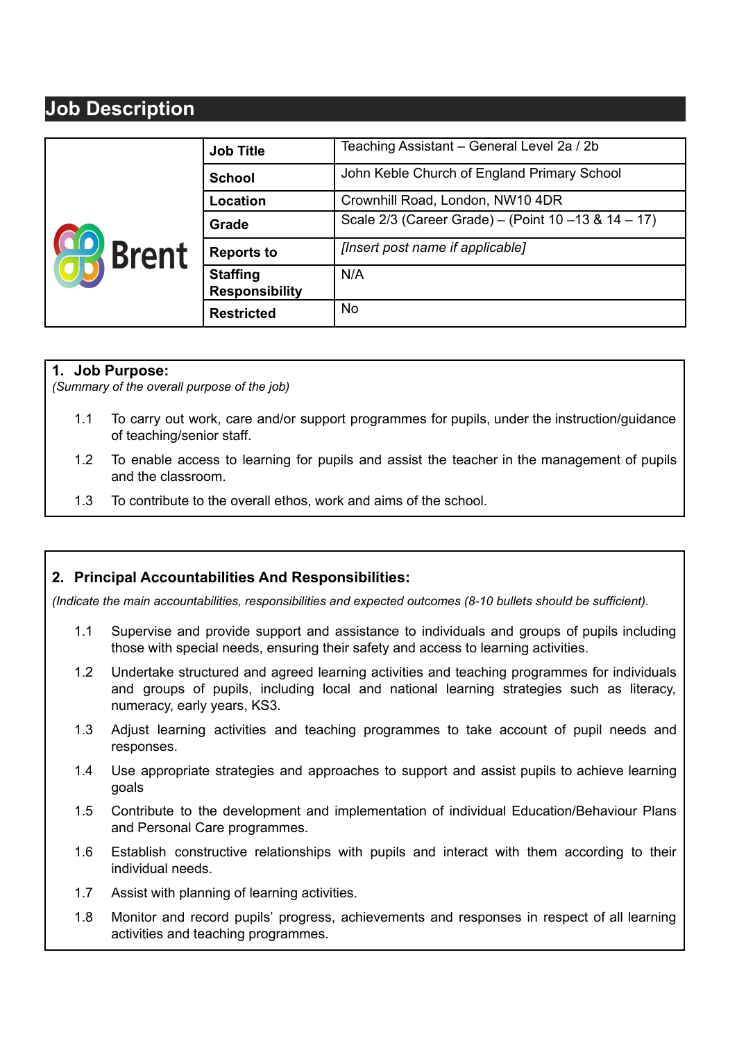# Job Description

| | | |
|---|---|---|
| Brent | **Job Title** | Teaching Assistant – General Level 2a / 2b |
| | **School** | John Keble Church of England Primary School |
| | **Location** | Crownhill Road, London, NW10 4DR |
| | **Grade** | Scale 2/3 (Career Grade) – (Point 10 –13 & 14 – 17) |
| | **Reports to** | *[Insert post name if applicable]* |
| | **Staffing Responsibility** | N/A |
| | **Restricted** | No |

## 1. Job Purpose:

*(Summary of the overall purpose of the job)*

1.1 To carry out work, care and/or support programmes for pupils, under the instruction/guidance of teaching/senior staff.

1.2 To enable access to learning for pupils and assist the teacher in the management of pupils and the classroom.

1.3 To contribute to the overall ethos, work and aims of the school.

## 2. Principal Accountabilities And Responsibilities:

*(Indicate the main accountabilities, responsibilities and expected outcomes (8-10 bullets should be sufficient).*

1.1 Supervise and provide support and assistance to individuals and groups of pupils including those with special needs, ensuring their safety and access to learning activities.

1.2 Undertake structured and agreed learning activities and teaching programmes for individuals and groups of pupils, including local and national learning strategies such as literacy, numeracy, early years, KS3.

1.3 Adjust learning activities and teaching programmes to take account of pupil needs and responses.

1.4 Use appropriate strategies and approaches to support and assist pupils to achieve learning goals

1.5 Contribute to the development and implementation of individual Education/Behaviour Plans and Personal Care programmes.

1.6 Establish constructive relationships with pupils and interact with them according to their individual needs.

1.7 Assist with planning of learning activities.

1.8 Monitor and record pupils' progress, achievements and responses in respect of all learning activities and teaching programmes.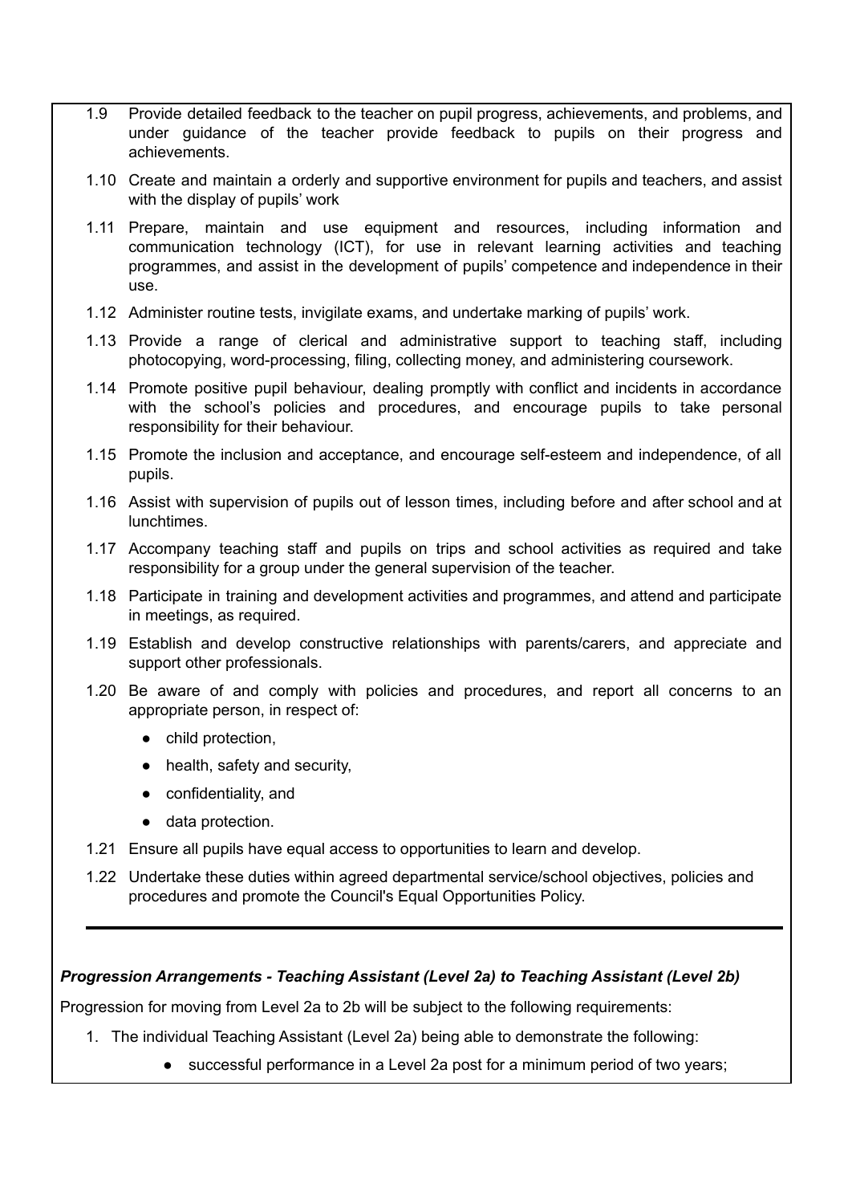1.9 Provide detailed feedback to the teacher on pupil progress, achievements, and problems, and under guidance of the teacher provide feedback to pupils on their progress and achievements.

1.10 Create and maintain a orderly and supportive environment for pupils and teachers, and assist with the display of pupils' work

1.11 Prepare, maintain and use equipment and resources, including information and communication technology (ICT), for use in relevant learning activities and teaching programmes, and assist in the development of pupils' competence and independence in their use.

1.12 Administer routine tests, invigilate exams, and undertake marking of pupils' work.

1.13 Provide a range of clerical and administrative support to teaching staff, including photocopying, word-processing, filing, collecting money, and administering coursework.

1.14 Promote positive pupil behaviour, dealing promptly with conflict and incidents in accordance with the school's policies and procedures, and encourage pupils to take personal responsibility for their behaviour.

1.15 Promote the inclusion and acceptance, and encourage self-esteem and independence, of all pupils.

1.16 Assist with supervision of pupils out of lesson times, including before and after school and at lunchtimes.

1.17 Accompany teaching staff and pupils on trips and school activities as required and take responsibility for a group under the general supervision of the teacher.

1.18 Participate in training and development activities and programmes, and attend and participate in meetings, as required.

1.19 Establish and develop constructive relationships with parents/carers, and appreciate and support other professionals.

1.20 Be aware of and comply with policies and procedures, and report all concerns to an appropriate person, in respect of:

- child protection,
- health, safety and security,
- confidentiality, and
- data protection.

1.21 Ensure all pupils have equal access to opportunities to learn and develop.

1.22 Undertake these duties within agreed departmental service/school objectives, policies and procedures and promote the Council's Equal Opportunities Policy.

---

***Progression Arrangements - Teaching Assistant (Level 2a) to Teaching Assistant (Level 2b)***

Progression for moving from Level 2a to 2b will be subject to the following requirements:

1. The individual Teaching Assistant (Level 2a) being able to demonstrate the following:
    - successful performance in a Level 2a post for a minimum period of two years;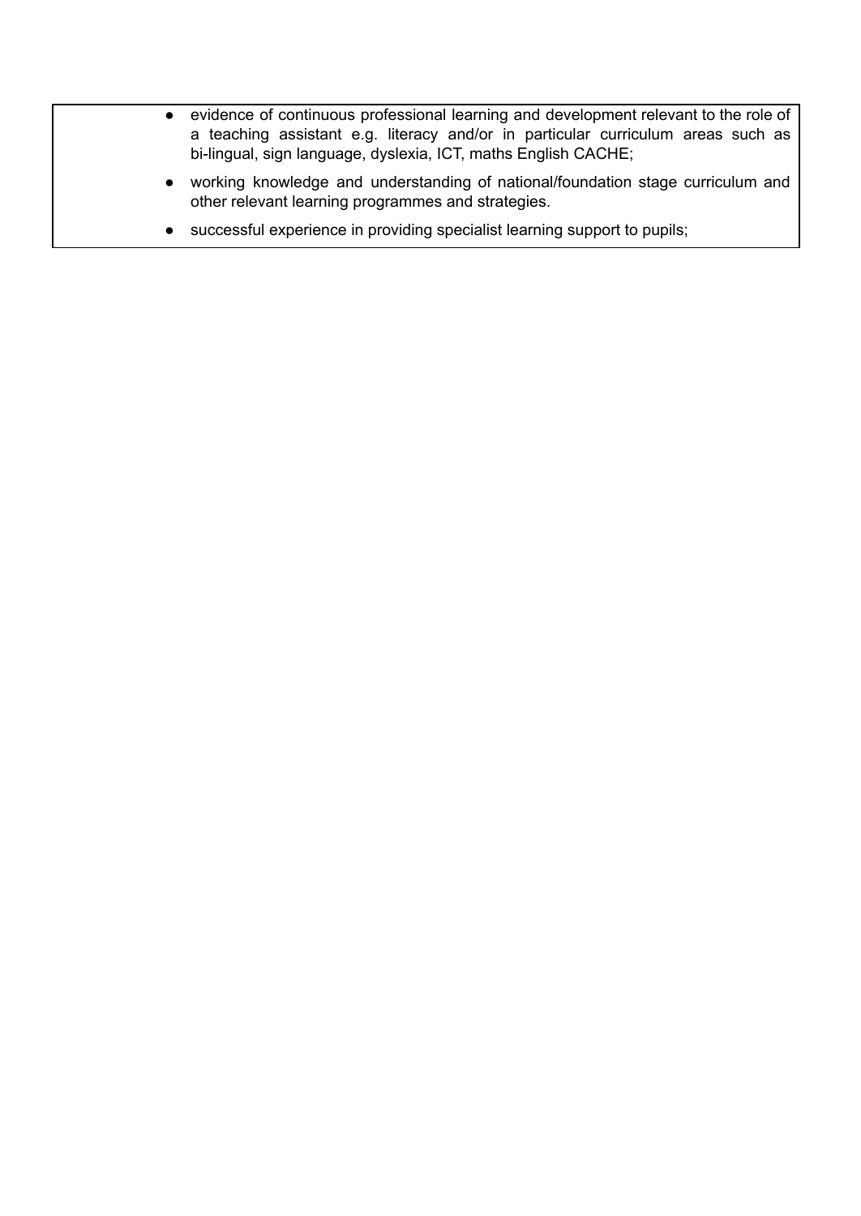| | |
|---|---|
| | • evidence of continuous professional learning and development relevant to the role of a teaching assistant e.g. literacy and/or in particular curriculum areas such as bi-lingual, sign language, dyslexia, ICT, maths English CACHE;<br>• working knowledge and understanding of national/foundation stage curriculum and other relevant learning programmes and strategies.<br>• successful experience in providing specialist learning support to pupils; |